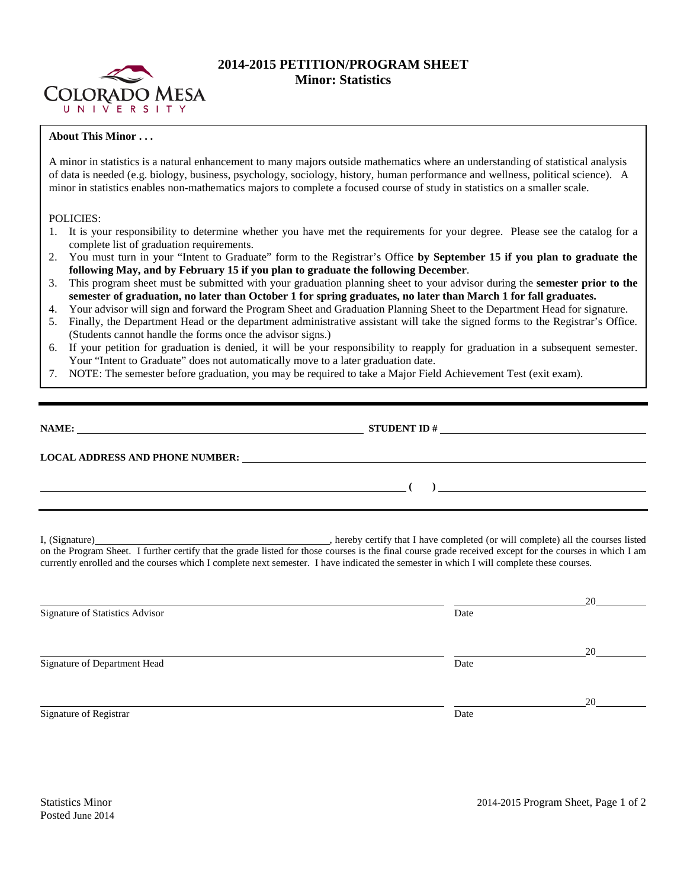# 2014-2015 PETITION/PROGRAM SHEET
## Minor: Statistics

**About This Minor . . .**

A minor in statistics is a natural enhancement to many majors outside mathematics where an understanding of statistical analysis of data is needed (e.g. biology, business, psychology, sociology, history, human performance and wellness, political science). A minor in statistics enables non-mathematics majors to complete a focused course of study in statistics on a smaller scale.

POLICIES:

1. It is your responsibility to determine whether you have met the requirements for your degree. Please see the catalog for a complete list of graduation requirements.
2. You must turn in your "Intent to Graduate" form to the Registrar's Office **by September 15 if you plan to graduate the following May, and by February 15 if you plan to graduate the following December**.
3. This program sheet must be submitted with your graduation planning sheet to your advisor during the **semester prior to the semester of graduation, no later than October 1 for spring graduates, no later than March 1 for fall graduates.**
4. Your advisor will sign and forward the Program Sheet and Graduation Planning Sheet to the Department Head for signature.
5. Finally, the Department Head or the department administrative assistant will take the signed forms to the Registrar's Office. (Students cannot handle the forms once the advisor signs.)
6. If your petition for graduation is denied, it will be your responsibility to reapply for graduation in a subsequent semester. Your "Intent to Graduate" does not automatically move to a later graduation date.
7. NOTE: The semester before graduation, you may be required to take a Major Field Achievement Test (exit exam).

---

**NAME:** ______________________________ **STUDENT ID #** ______________________________

**LOCAL ADDRESS AND PHONE NUMBER:** ______________________________

______________________________ **( )** ______________________________

I, (Signature)______________________________, hereby certify that I have completed (or will complete) all the courses listed on the Program Sheet. I further certify that the grade listed for those courses is the final course grade received except for the courses in which I am currently enrolled and the courses which I complete next semester. I have indicated the semester in which I will complete these courses.

______________________________ ______________ 20______
Signature of Statistics Advisor Date

______________________________ ______________ 20______
Signature of Department Head Date

______________________________ ______________ 20______
Signature of Registrar Date

Statistics Minor
Posted June 2014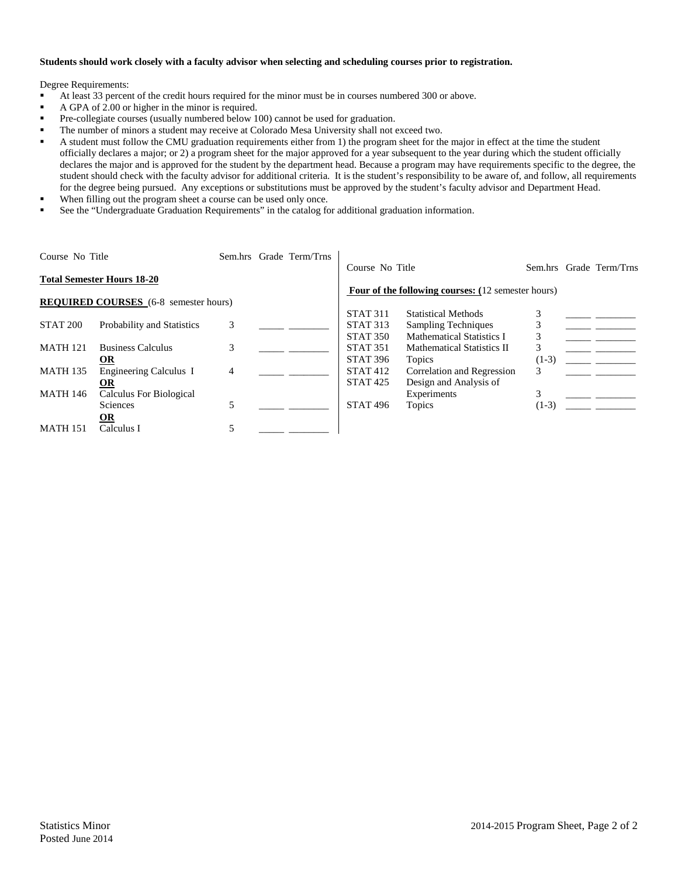**Students should work closely with a faculty advisor when selecting and scheduling courses prior to registration.**

Degree Requirements:

- At least 33 percent of the credit hours required for the minor must be in courses numbered 300 or above.
- A GPA of 2.00 or higher in the minor is required.
- Pre-collegiate courses (usually numbered below 100) cannot be used for graduation.
- The number of minors a student may receive at Colorado Mesa University shall not exceed two.
- A student must follow the CMU graduation requirements either from 1) the program sheet for the major in effect at the time the student officially declares a major; or 2) a program sheet for the major approved for a year subsequent to the year during which the student officially declares the major and is approved for the student by the department head. Because a program may have requirements specific to the degree, the student should check with the faculty advisor for additional criteria. It is the student's responsibility to be aware of, and follow, all requirements for the degree being pursued. Any exceptions or substitutions must be approved by the student's faculty advisor and Department Head.
- When filling out the program sheet a course can be used only once.
- See the "Undergraduate Graduation Requirements" in the catalog for additional graduation information.

**Total Semester Hours 18-20**

**REQUIRED COURSES** (6-8 semester hours)

| Course No | Title | Sem.hrs | Grade | Term/Trns |
|---|---|---|---|---|
| STAT 200 | Probability and Statistics | 3 | | |
| MATH 121 | Business Calculus | 3 | | |
| | **OR** | | | |
| MATH 135 | Engineering Calculus I | 4 | | |
| | **OR** | | | |
| MATH 146 | Calculus For Biological Sciences | 5 | | |
| | **OR** | | | |
| MATH 151 | Calculus I | 5 | | |

**Four of the following courses:** (12 semester hours)

| Course No | Title | Sem.hrs | Grade | Term/Trns |
|---|---|---|---|---|
| STAT 311 | Statistical Methods | 3 | | |
| STAT 313 | Sampling Techniques | 3 | | |
| STAT 350 | Mathematical Statistics I | 3 | | |
| STAT 351 | Mathematical Statistics II | 3 | | |
| STAT 396 | Topics | (1-3) | | |
| STAT 412 | Correlation and Regression | 3 | | |
| STAT 425 | Design and Analysis of Experiments | 3 | | |
| STAT 496 | Topics | (1-3) | | |

Statistics Minor
Posted June 2014